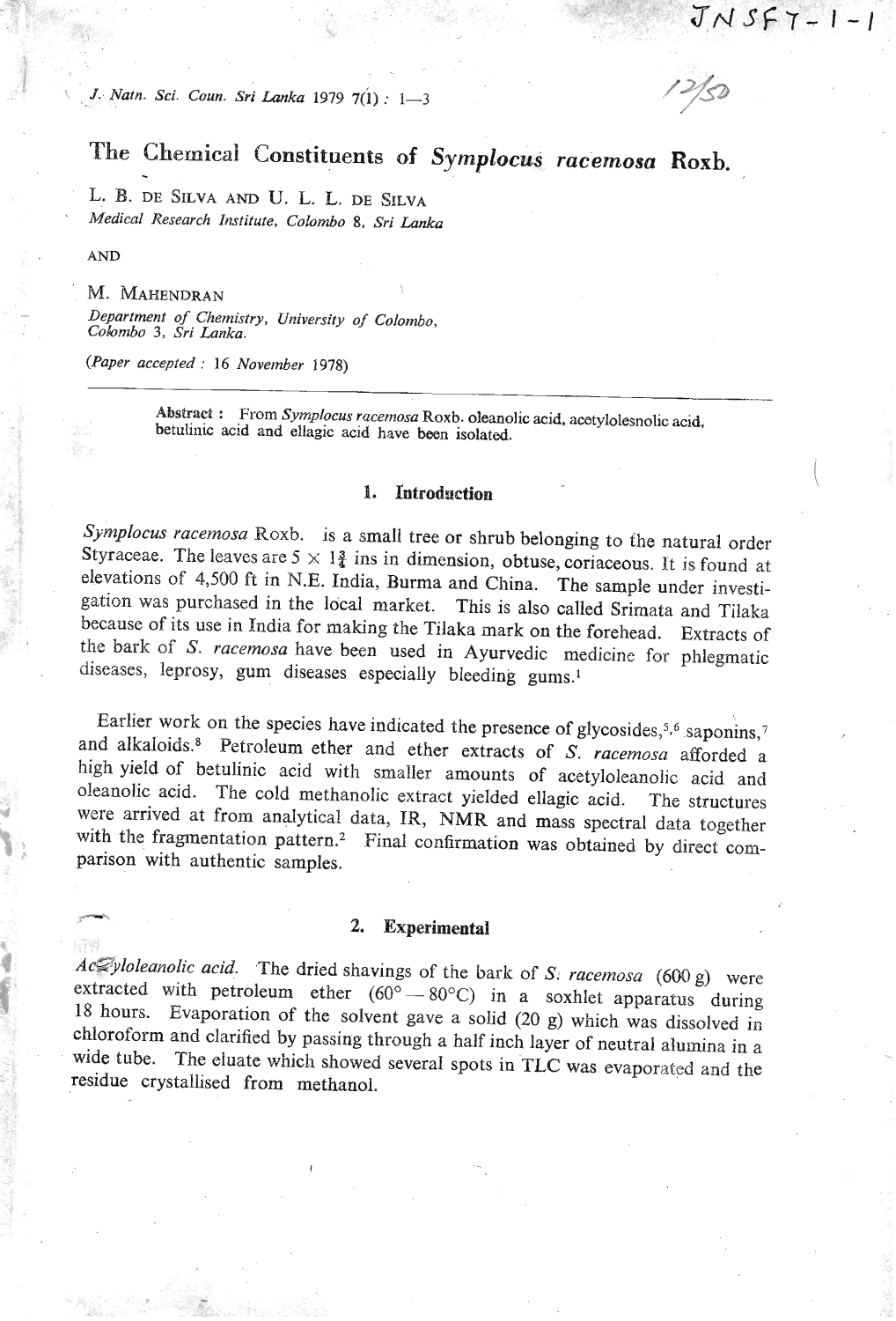# The Chemical Constituents of *Symplocus racemosa* Roxb.

L. B. de Silva and U. L. L. de Silva
*Medical Research Institute, Colombo 8, Sri Lanka*

AND

M. Mahendran
*Department of Chemistry, University of Colombo, Colombo 3, Sri Lanka.*

(*Paper accepted* : 16 *November* 1978)

**Abstract** : From *Symplocus racemosa* Roxb. oleanolic acid, acetylolesnolic acid, betulinic acid and ellagic acid have been isolated.

## 1. Introduction

*Symplocus racemosa* Roxb. is a small tree or shrub belonging to the natural order Styraceae. The leaves are 5 × 1¾ ins in dimension, obtuse, coriaceous. It is found at elevations of 4,500 ft in N.E. India, Burma and China. The sample under investigation was purchased in the local market. This is also called Srimata and Tilaka because of its use in India for making the Tilaka mark on the forehead. Extracts of the bark of *S. racemosa* have been used in Ayurvedic medicine for phlegmatic diseases, leprosy, gum diseases especially bleeding gums.[1]

Earlier work on the species have indicated the presence of glycosides,[5,6] saponins,[7] and alkaloids.[8] Petroleum ether and ether extracts of *S. racemosa* afforded a high yield of betulinic acid with smaller amounts of acetyloleanolic acid and oleanolic acid. The cold methanolic extract yielded ellagic acid. The structures were arrived at from analytical data, IR, NMR and mass spectral data together with the fragmentation pattern.[2] Final confirmation was obtained by direct comparison with authentic samples.

## 2. Experimental

*Acetyloleanolic acid.* The dried shavings of the bark of *S. racemosa* (600 g) were extracted with petroleum ether (60° – 80°C) in a soxhlet apparatus during 18 hours. Evaporation of the solvent gave a solid (20 g) which was dissolved in chloroform and clarified by passing through a half inch layer of neutral alumina in a wide tube. The eluate which showed several spots in TLC was evaporated and the residue crystallised from methanol.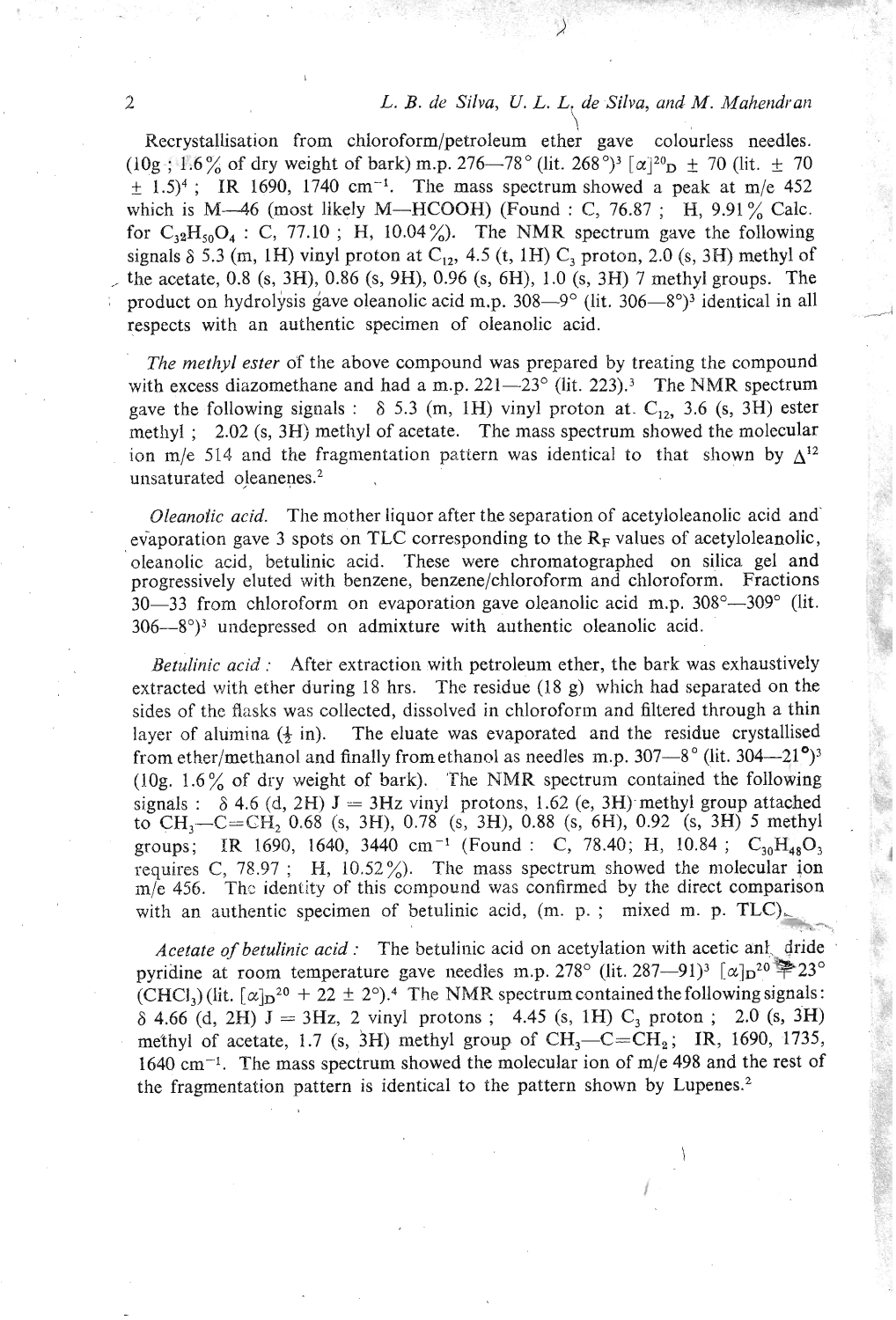Recrystallisation from chloroform/petroleum ether gave colourless needles. (10g ; 1.6% of dry weight of bark) m.p. 276—78° (lit. 268°)[3] $[\alpha]^{20}_D$ ± 70 (lit. ± 70 ± 1.5)[4] ; IR 1690, 1740 $cm^{-1}$. The mass spectrum showed a peak at m/e 452 which is M—46 (most likely M—HCOOH) (Found : C, 76.87 ; H, 9.91% Calc. for $C_{32}H_{50}O_4$ : C, 77.10 ; H, 10.04%). The NMR spectrum gave the following signals δ 5.3 (m, 1H) vinyl proton at $C_{12}$, 4.5 (t, 1H) $C_3$ proton, 2.0 (s, 3H) methyl of the acetate, 0.8 (s, 3H), 0.86 (s, 9H), 0.96 (s, 6H), 1.0 (s, 3H) 7 methyl groups. The product on hydrolysis gave oleanolic acid m.p. 308—9° (lit. 306—8°)[3] identical in all respects with an authentic specimen of oleanolic acid.

*The methyl ester* of the above compound was prepared by treating the compound with excess diazomethane and had a m.p. 221—23° (lit. 223).[3] The NMR spectrum gave the following signals : δ 5.3 (m, 1H) vinyl proton at $C_{12}$, 3.6 (s, 3H) ester methyl ; 2.02 (s, 3H) methyl of acetate. The mass spectrum showed the molecular ion m/e 514 and the fragmentation pattern was identical to that shown by $\Delta^{12}$ unsaturated oleanenes.[2]

*Oleanolic acid.* The mother liquor after the separation of acetyloleanolic acid and evaporation gave 3 spots on TLC corresponding to the $R_F$ values of acetyloleanolic, oleanolic acid, betulinic acid. These were chromatographed on silica gel and progressively eluted with benzene, benzene/chloroform and chloroform. Fractions 30—33 from chloroform on evaporation gave oleanolic acid m.p. 308°—309° (lit. 306—8°)[3] undepressed on admixture with authentic oleanolic acid.

*Betulinic acid :* After extraction with petroleum ether, the bark was exhaustively extracted with ether during 18 hrs. The residue (18 g) which had separated on the sides of the flasks was collected, dissolved in chloroform and filtered through a thin layer of alumina (½ in). The eluate was evaporated and the residue crystallised from ether/methanol and finally from ethanol as needles m.p. 307—8° (lit. 304—21°)[3] (10g. 1.6% of dry weight of bark). The NMR spectrum contained the following signals : δ 4.6 (d, 2H) J = 3Hz vinyl protons, 1.62 (e, 3H) methyl group attached to $CH_3$—C=$CH_2$ 0.68 (s, 3H), 0.78 (s, 3H), 0.88 (s, 6H), 0.92 (s, 3H) 5 methyl groups; IR 1690, 1640, 3440 $cm^{-1}$ (Found : C, 78.40; H, 10.84 ; $C_{30}H_{48}O_3$ requires C, 78.97 ; H, 10.52%). The mass spectrum showed the molecular ion m/e 456. The identity of this compound was confirmed by the direct comparison with an authentic specimen of betulinic acid, (m. p. ; mixed m. p. TLC).

*Acetate of betulinic acid :* The betulinic acid on acetylation with acetic anhydride pyridine at room temperature gave needles m.p. 278° (lit. 287—91)[3] $[\alpha]_D^{20}$ ∓ 23° ($CHCl_3$) (lit. $[\alpha]_D^{20}$ + 22 ± 2°).[4] The NMR spectrum contained the following signals: δ 4.66 (d, 2H) J = 3Hz, 2 vinyl protons ; 4.45 (s, 1H) $C_3$ proton ; 2.0 (s, 3H) methyl of acetate, 1.7 (s, 3H) methyl group of $CH_3$—C=$CH_2$; IR, 1690, 1735, 1640 $cm^{-1}$. The mass spectrum showed the molecular ion of m/e 498 and the rest of the fragmentation pattern is identical to the pattern shown by Lupenes.[2]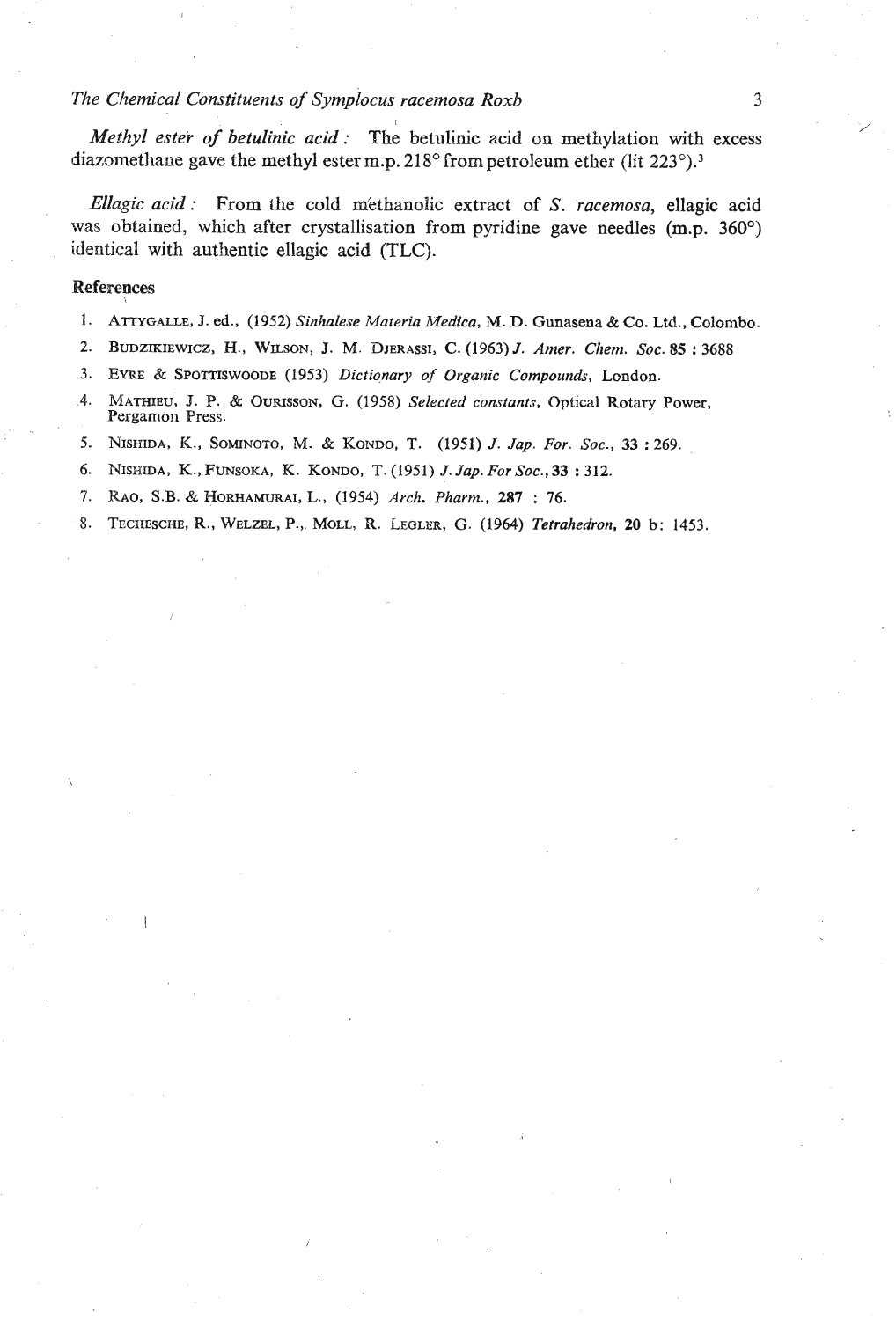*Methyl ester of betulinic acid :* The betulinic acid on methylation with excess diazomethane gave the methyl ester m.p. 218° from petroleum ether (lit 223°).[3]

*Ellagic acid :* From the cold methanolic extract of *S. racemosa*, ellagic acid was obtained, which after crystallisation from pyridine gave needles (m.p. 360°) identical with authentic ellagic acid (TLC).

## References

1. ATTYGALLE, J. ed., (1952) *Sinhalese Materia Medica*, M. D. Gunasena & Co. Ltd., Colombo.
2. BUDZIKIEWICZ, H., WILSON, J. M. DJERASSI, C. (1963) *J. Amer. Chem. Soc.* **85** : 3688
3. EYRE & SPOTTISWOODE (1953) *Dictionary of Organic Compounds*, London.
4. MATHIEU, J. P. & OURISSON, G. (1958) *Selected constants*, Optical Rotary Power, Pergamon Press.
5. NISHIDA, K., SOMINOTO, M. & KONDO, T. (1951) *J. Jap. For. Soc.*, **33** : 269.
6. NISHIDA, K., FUNSOKA, K. KONDO, T. (1951) *J. Jap. For Soc.*, **33** : 312.
7. RAO, S.B. & HORHAMURAI, L., (1954) *Arch. Pharm.*, **287** : 76.
8. TECHESCHE, R., WELZEL, P., MOLL, R. LEGLER, G. (1964) *Tetrahedron*, **20** b: 1453.